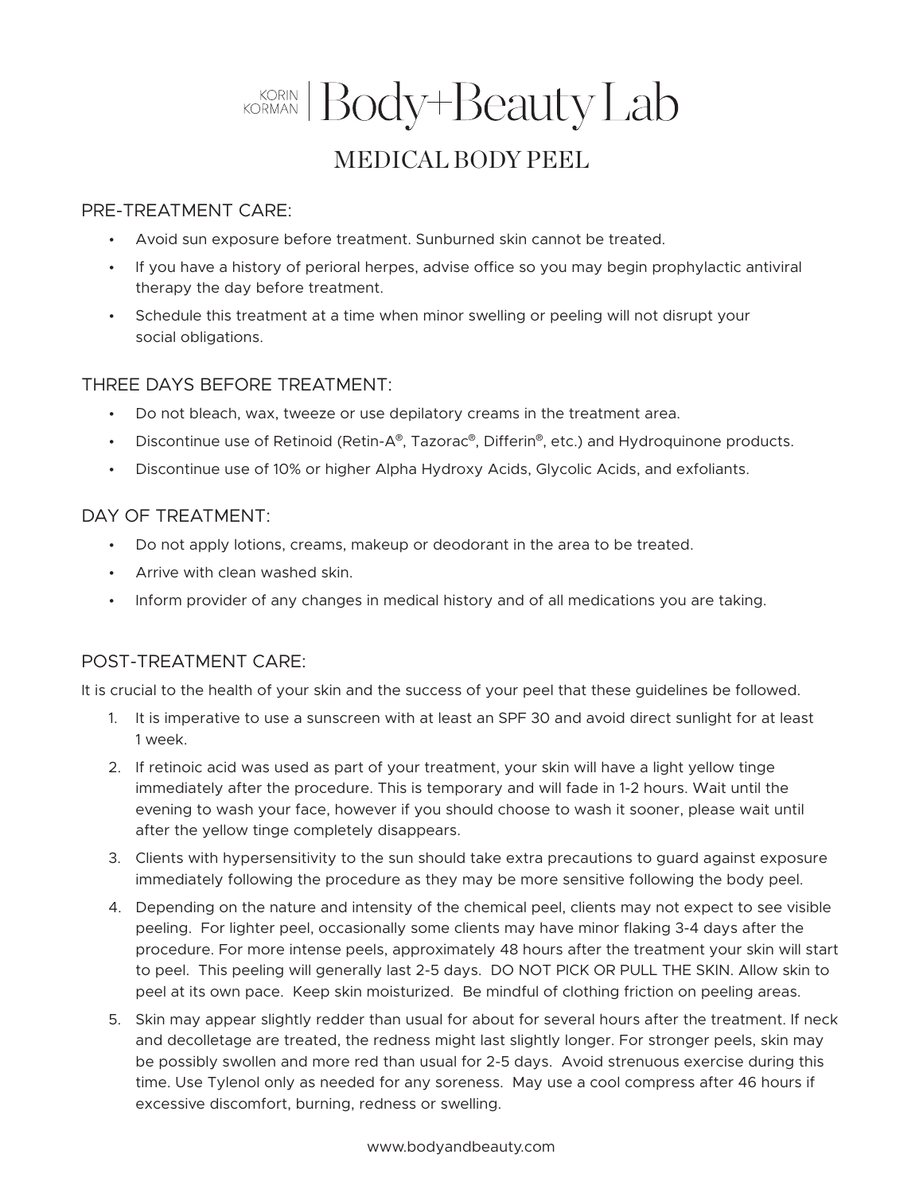# KORIN KORMAN | Body+Beauty Lab

## MEDICAL BODY PEEL

### PRE-TREATMENT CARE:

- Avoid sun exposure before treatment. Sunburned skin cannot be treated.
- If you have a history of perioral herpes, advise office so you may begin prophylactic antiviral therapy the day before treatment.
- Schedule this treatment at a time when minor swelling or peeling will not disrupt your social obligations.

### THREE DAYS BEFORE TREATMENT:

- Do not bleach, wax, tweeze or use depilatory creams in the treatment area.
- Discontinue use of Retinoid (Retin-A®, Tazorac®, Differin®, etc.) and Hydroquinone products.
- Discontinue use of 10% or higher Alpha Hydroxy Acids, Glycolic Acids, and exfoliants.

### DAY OF TREATMENT:

- Do not apply lotions, creams, makeup or deodorant in the area to be treated.
- Arrive with clean washed skin.
- Inform provider of any changes in medical history and of all medications you are taking.

### POST-TREATMENT CARE:

It is crucial to the health of your skin and the success of your peel that these guidelines be followed.

1. It is imperative to use a sunscreen with at least an SPF 30 and avoid direct sunlight for at least 1 week.
2. If retinoic acid was used as part of your treatment, your skin will have a light yellow tinge immediately after the procedure. This is temporary and will fade in 1-2 hours. Wait until the evening to wash your face, however if you should choose to wash it sooner, please wait until after the yellow tinge completely disappears.
3. Clients with hypersensitivity to the sun should take extra precautions to guard against exposure immediately following the procedure as they may be more sensitive following the body peel.
4. Depending on the nature and intensity of the chemical peel, clients may not expect to see visible peeling. For lighter peel, occasionally some clients may have minor flaking 3-4 days after the procedure. For more intense peels, approximately 48 hours after the treatment your skin will start to peel. This peeling will generally last 2-5 days. DO NOT PICK OR PULL THE SKIN. Allow skin to peel at its own pace. Keep skin moisturized. Be mindful of clothing friction on peeling areas.
5. Skin may appear slightly redder than usual for about for several hours after the treatment. If neck and decolletage are treated, the redness might last slightly longer. For stronger peels, skin may be possibly swollen and more red than usual for 2-5 days. Avoid strenuous exercise during this time. Use Tylenol only as needed for any soreness. May use a cool compress after 46 hours if excessive discomfort, burning, redness or swelling.

www.bodyandbeauty.com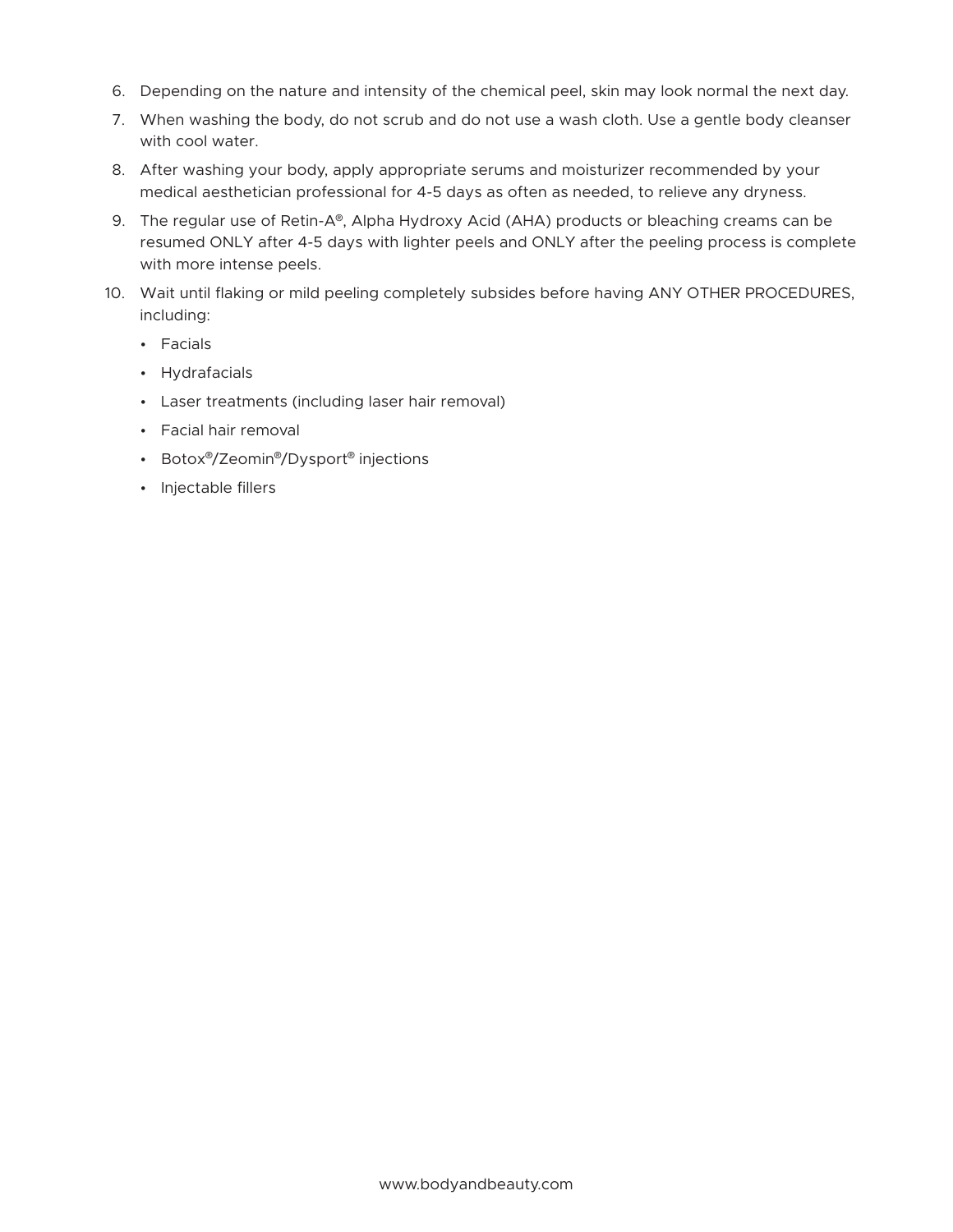6. Depending on the nature and intensity of the chemical peel, skin may look normal the next day.
7. When washing the body, do not scrub and do not use a wash cloth. Use a gentle body cleanser with cool water.
8. After washing your body, apply appropriate serums and moisturizer recommended by your medical aesthetician professional for 4-5 days as often as needed, to relieve any dryness.
9. The regular use of Retin-A®, Alpha Hydroxy Acid (AHA) products or bleaching creams can be resumed ONLY after 4-5 days with lighter peels and ONLY after the peeling process is complete with more intense peels.
10. Wait until flaking or mild peeling completely subsides before having ANY OTHER PROCEDURES, including:
    - Facials
    - Hydrafacials
    - Laser treatments (including laser hair removal)
    - Facial hair removal
    - Botox®/Zeomin®/Dysport® injections
    - Injectable fillers